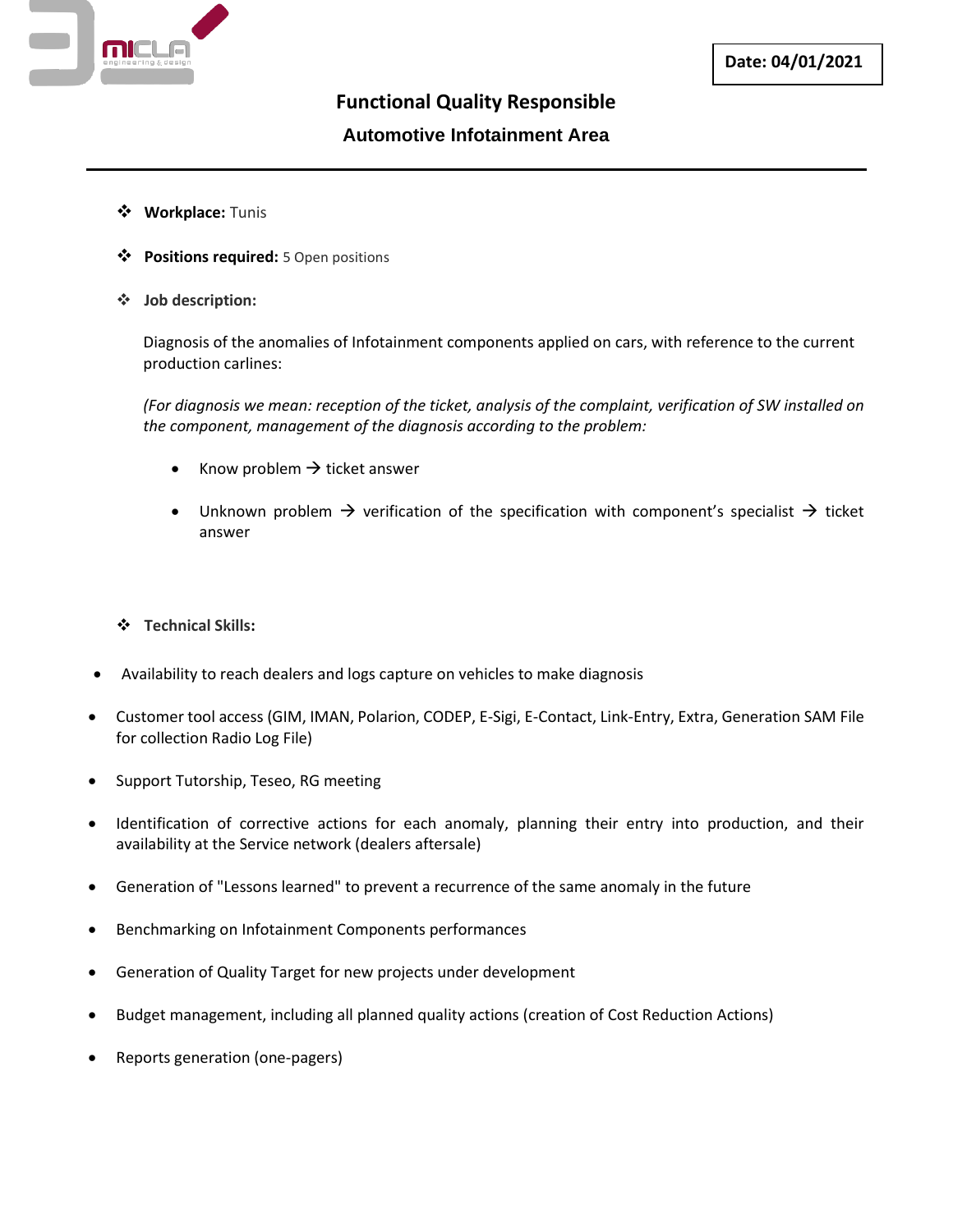**Date: 04/01/2021**

# Functional Quality Responsible

## Automotive Infotainment Area

- **Workplace:** Tunis
- **Positions required:** 5 Open positions
- **Job description:**

Diagnosis of the anomalies of Infotainment components applied on cars, with reference to the current production carlines:

*(For diagnosis we mean: reception of the ticket, analysis of the complaint, verification of SW installed on the component, management of the diagnosis according to the problem:*

- Know problem → ticket answer
- Unknown problem → verification of the specification with component's specialist → ticket answer

- **Technical Skills:**

- Availability to reach dealers and logs capture on vehicles to make diagnosis
- Customer tool access (GIM, IMAN, Polarion, CODEP, E-Sigi, E-Contact, Link-Entry, Extra, Generation SAM File for collection Radio Log File)
- Support Tutorship, Teseo, RG meeting
- Identification of corrective actions for each anomaly, planning their entry into production, and their availability at the Service network (dealers aftersale)
- Generation of "Lessons learned" to prevent a recurrence of the same anomaly in the future
- Benchmarking on Infotainment Components performances
- Generation of Quality Target for new projects under development
- Budget management, including all planned quality actions (creation of Cost Reduction Actions)
- Reports generation (one-pagers)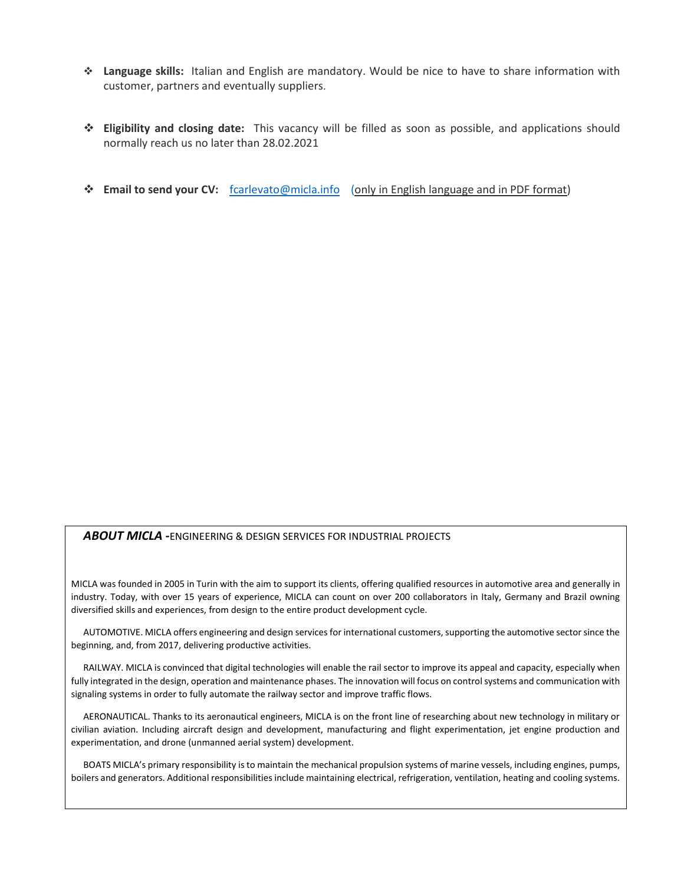- **Language skills:** Italian and English are mandatory. Would be nice to have to share information with customer, partners and eventually suppliers.

- **Eligibility and closing date:** This vacancy will be filled as soon as possible, and applications should normally reach us no later than 28.02.2021

- **Email to send your CV:** fcarlevato@micla.info (only in English language and in PDF format)

### ***ABOUT MICLA*** **-**ENGINEERING & DESIGN SERVICES FOR INDUSTRIAL PROJECTS

MICLA was founded in 2005 in Turin with the aim to support its clients, offering qualified resources in automotive area and generally in industry. Today, with over 15 years of experience, MICLA can count on over 200 collaborators in Italy, Germany and Brazil owning diversified skills and experiences, from design to the entire product development cycle.

AUTOMOTIVE. MICLA offers engineering and design services for international customers, supporting the automotive sector since the beginning, and, from 2017, delivering productive activities.

RAILWAY. MICLA is convinced that digital technologies will enable the rail sector to improve its appeal and capacity, especially when fully integrated in the design, operation and maintenance phases. The innovation will focus on control systems and communication with signaling systems in order to fully automate the railway sector and improve traffic flows.

AERONAUTICAL. Thanks to its aeronautical engineers, MICLA is on the front line of researching about new technology in military or civilian aviation. Including aircraft design and development, manufacturing and flight experimentation, jet engine production and experimentation, and drone (unmanned aerial system) development.

BOATS MICLA's primary responsibility is to maintain the mechanical propulsion systems of marine vessels, including engines, pumps, boilers and generators. Additional responsibilities include maintaining electrical, refrigeration, ventilation, heating and cooling systems.